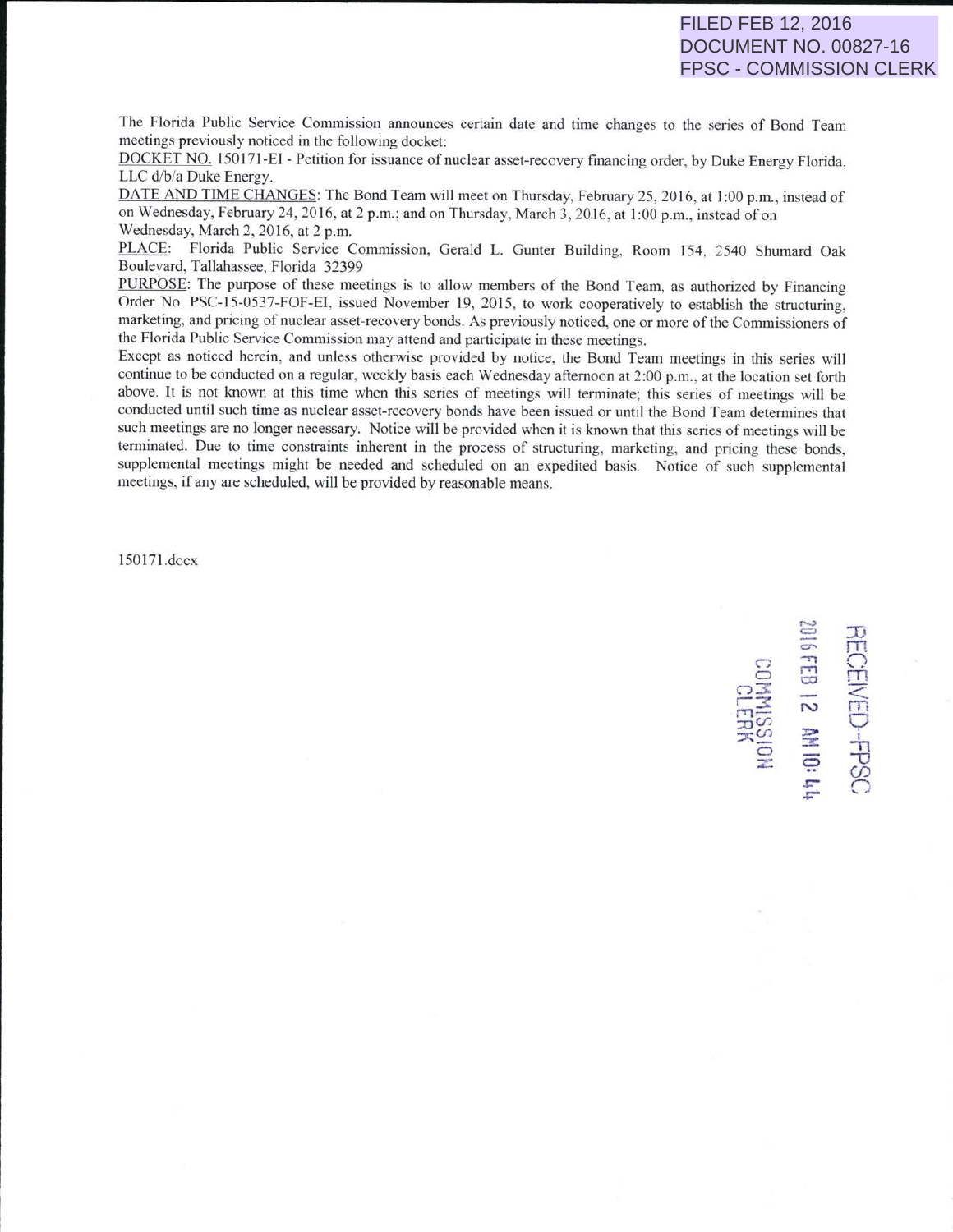FILED FEB 12, 2016
DOCUMENT NO. 00827-16
FPSC - COMMISSION CLERK

The Florida Public Service Commission announces certain date and time changes to the series of Bond Team meetings previously noticed in the following docket:

DOCKET NO. 150171-EI - Petition for issuance of nuclear asset-recovery financing order, by Duke Energy Florida, LLC d/b/a Duke Energy.

DATE AND TIME CHANGES: The Bond Team will meet on Thursday, February 25, 2016, at 1:00 p.m., instead of on Wednesday, February 24, 2016, at 2 p.m.; and on Thursday, March 3, 2016, at 1:00 p.m., instead of on Wednesday, March 2, 2016, at 2 p.m.

PLACE: Florida Public Service Commission, Gerald L. Gunter Building, Room 154, 2540 Shumard Oak Boulevard, Tallahassee, Florida 32399

PURPOSE: The purpose of these meetings is to allow members of the Bond Team, as authorized by Financing Order No. PSC-15-0537-FOF-EI, issued November 19, 2015, to work cooperatively to establish the structuring, marketing, and pricing of nuclear asset-recovery bonds. As previously noticed, one or more of the Commissioners of the Florida Public Service Commission may attend and participate in these meetings.

Except as noticed herein, and unless otherwise provided by notice, the Bond Team meetings in this series will continue to be conducted on a regular, weekly basis each Wednesday afternoon at 2:00 p.m., at the location set forth above. It is not known at this time when this series of meetings will terminate; this series of meetings will be conducted until such time as nuclear asset-recovery bonds have been issued or until the Bond Team determines that such meetings are no longer necessary. Notice will be provided when it is known that this series of meetings will be terminated. Due to time constraints inherent in the process of structuring, marketing, and pricing these bonds, supplemental meetings might be needed and scheduled on an expedited basis. Notice of such supplemental meetings, if any are scheduled, will be provided by reasonable means.

150171.docx

RECEIVED-FPSC
2016 FEB 12 AM 10: 44
COMMISSION CLERK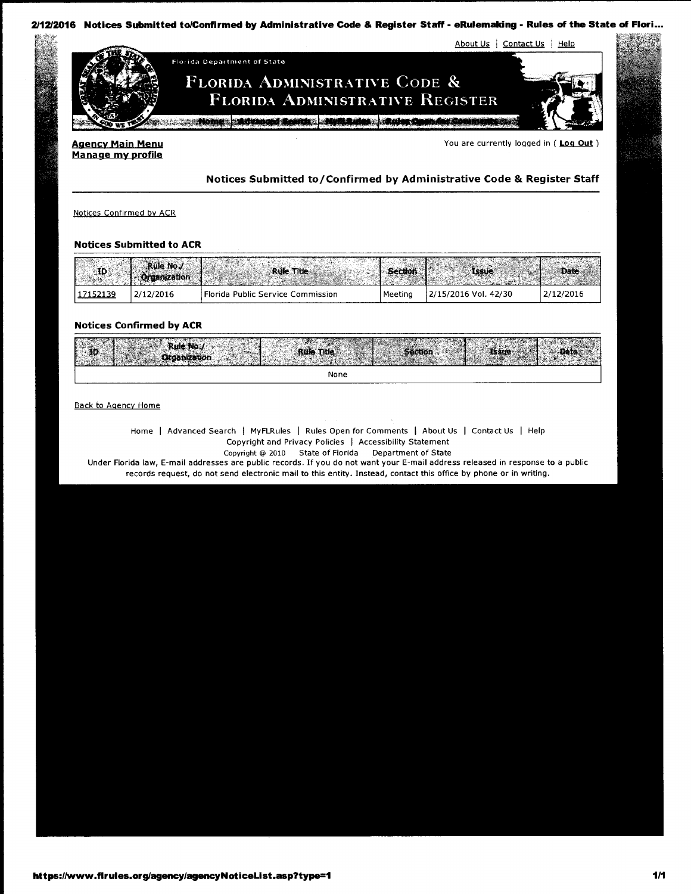About Us | Contact Us | Help

Florida Department of State

# FLORIDA ADMINISTRATIVE CODE & FLORIDA ADMINISTRATIVE REGISTER

Home | Advanced Search | MyFLRules | Rules Open for Comments

**Agency Main Menu**
**Manage my profile**

You are currently logged in ( **Log Out** )

## Notices Submitted to/Confirmed by Administrative Code & Register Staff

Notices Confirmed by ACR

### Notices Submitted to ACR

| ID | Rule No./ Organization | Rule Title | Section | Issue | Date |
|---|---|---|---|---|---|
| 17152139 | 2/12/2016 | Florida Public Service Commission | Meeting | 2/15/2016 Vol. 42/30 | 2/12/2016 |

### Notices Confirmed by ACR

| ID | Rule No./ Organization | Rule Title | Section | Issue | Date |
|---|---|---|---|---|---|
| | | None | | | |

Back to Agency Home

Home | Advanced Search | MyFLRules | Rules Open for Comments | About Us | Contact Us | Help
Copyright and Privacy Policies | Accessibility Statement
Copyright @ 2010 State of Florida Department of State
Under Florida law, E-mail addresses are public records. If you do not want your E-mail address released in response to a public records request, do not send electronic mail to this entity. Instead, contact this office by phone or in writing.